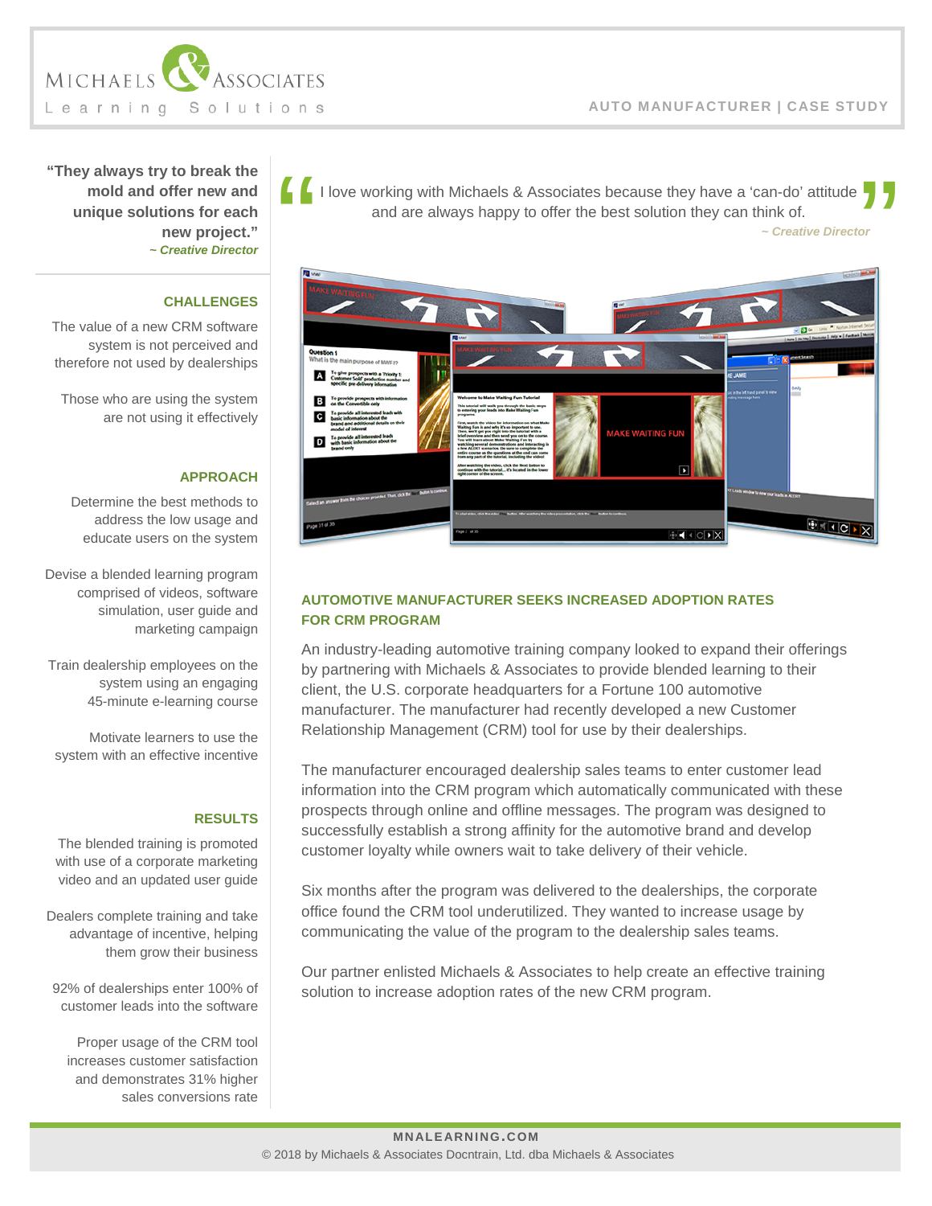MICHAELS & ASSOCIATES
Learning Solutions

AUTO MANUFACTURER | CASE STUDY

**"They always try to break the mold and offer new and unique solutions for each new project."**
*~ Creative Director*

## CHALLENGES

The value of a new CRM software system is not perceived and therefore not used by dealerships

Those who are using the system are not using it effectively

## APPROACH

Determine the best methods to address the low usage and educate users on the system

Devise a blended learning program comprised of videos, software simulation, user guide and marketing campaign

Train dealership employees on the system using an engaging 45-minute e-learning course

Motivate learners to use the system with an effective incentive

## RESULTS

The blended training is promoted with use of a corporate marketing video and an updated user guide

Dealers complete training and take advantage of incentive, helping them grow their business

92% of dealerships enter 100% of customer leads into the software

Proper usage of the CRM tool increases customer satisfaction and demonstrates 31% higher sales conversions rate

"I love working with Michaels & Associates because they have a 'can-do' attitude and are always happy to offer the best solution they can think of."
*~ Creative Director*

## AUTOMOTIVE MANUFACTURER SEEKS INCREASED ADOPTION RATES FOR CRM PROGRAM

An industry-leading automotive training company looked to expand their offerings by partnering with Michaels & Associates to provide blended learning to their client, the U.S. corporate headquarters for a Fortune 100 automotive manufacturer. The manufacturer had recently developed a new Customer Relationship Management (CRM) tool for use by their dealerships.

The manufacturer encouraged dealership sales teams to enter customer lead information into the CRM program which automatically communicated with these prospects through online and offline messages. The program was designed to successfully establish a strong affinity for the automotive brand and develop customer loyalty while owners wait to take delivery of their vehicle.

Six months after the program was delivered to the dealerships, the corporate office found the CRM tool underutilized. They wanted to increase usage by communicating the value of the program to the dealership sales teams.

Our partner enlisted Michaels & Associates to help create an effective training solution to increase adoption rates of the new CRM program.

MNALEARNING.COM
© 2018 by Michaels & Associates Docntrain, Ltd. dba Michaels & Associates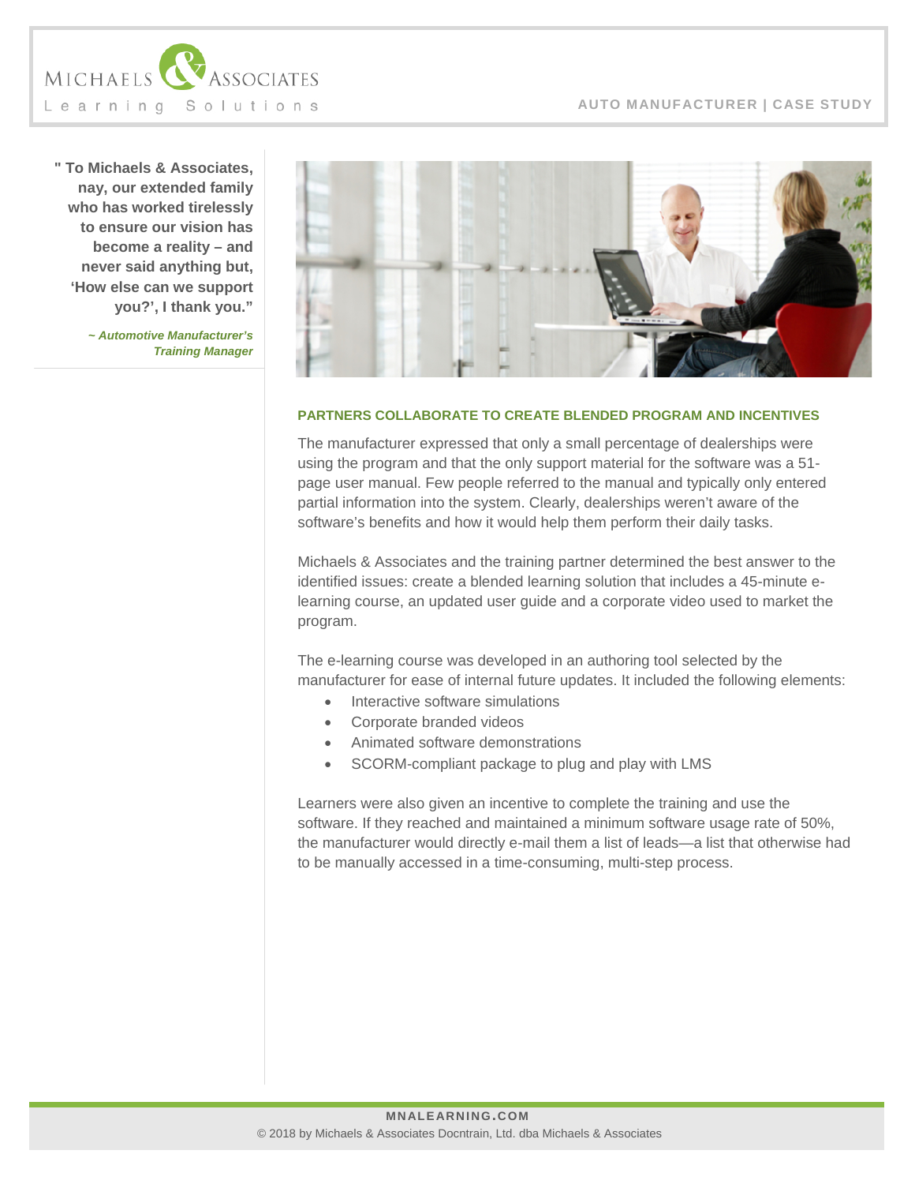> **" To Michaels & Associates, nay, our extended family who has worked tirelessly to ensure our vision has become a reality – and never said anything but, 'How else can we support you?', I thank you."**
>
> ***~ Automotive Manufacturer's Training Manager***

## PARTNERS COLLABORATE TO CREATE BLENDED PROGRAM AND INCENTIVES

The manufacturer expressed that only a small percentage of dealerships were using the program and that the only support material for the software was a 51-page user manual. Few people referred to the manual and typically only entered partial information into the system. Clearly, dealerships weren't aware of the software's benefits and how it would help them perform their daily tasks.

Michaels & Associates and the training partner determined the best answer to the identified issues: create a blended learning solution that includes a 45-minute e-learning course, an updated user guide and a corporate video used to market the program.

The e-learning course was developed in an authoring tool selected by the manufacturer for ease of internal future updates. It included the following elements:

- Interactive software simulations
- Corporate branded videos
- Animated software demonstrations
- SCORM-compliant package to plug and play with LMS

Learners were also given an incentive to complete the training and use the software. If they reached and maintained a minimum software usage rate of 50%, the manufacturer would directly e-mail them a list of leads—a list that otherwise had to be manually accessed in a time-consuming, multi-step process.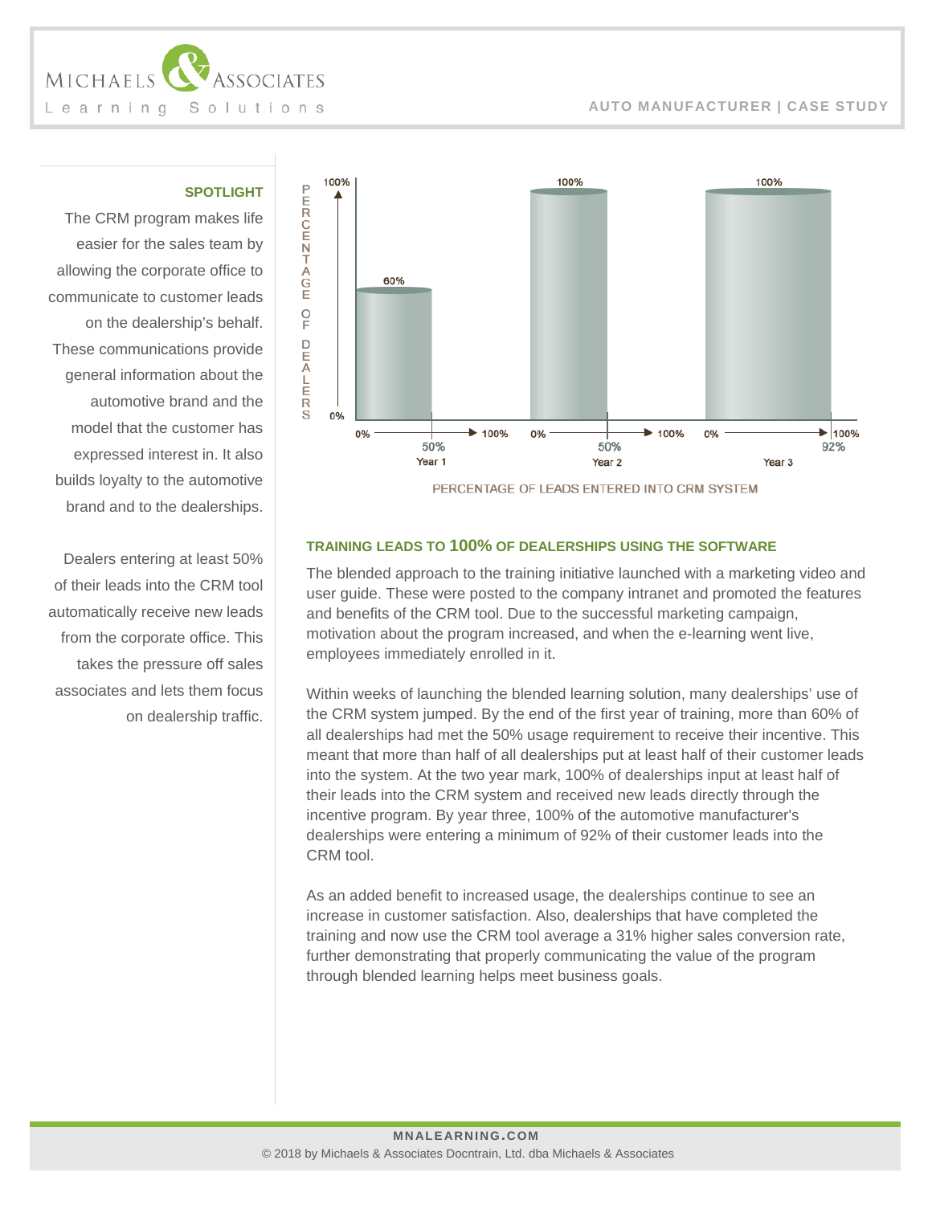## SPOTLIGHT

The CRM program makes life easier for the sales team by allowing the corporate office to communicate to customer leads on the dealership's behalf. These communications provide general information about the automotive brand and the model that the customer has expressed interest in. It also builds loyalty to the automotive brand and to the dealerships.

Dealers entering at least 50% of their leads into the CRM tool automatically receive new leads from the corporate office. This takes the pressure off sales associates and lets them focus on dealership traffic.

PERCENTAGE OF DEALERS

100%

0%

60%

100%

100%

0% → 100%
50%
Year 1

0% → 100%
50%
Year 2

0% → 100%
92%
Year 3

PERCENTAGE OF LEADS ENTERED INTO CRM SYSTEM

## TRAINING LEADS TO 100% OF DEALERSHIPS USING THE SOFTWARE

The blended approach to the training initiative launched with a marketing video and user guide. These were posted to the company intranet and promoted the features and benefits of the CRM tool. Due to the successful marketing campaign, motivation about the program increased, and when the e-learning went live, employees immediately enrolled in it.

Within weeks of launching the blended learning solution, many dealerships' use of the CRM system jumped. By the end of the first year of training, more than 60% of all dealerships had met the 50% usage requirement to receive their incentive. This meant that more than half of all dealerships put at least half of their customer leads into the system. At the two year mark, 100% of dealerships input at least half of their leads into the CRM system and received new leads directly through the incentive program. By year three, 100% of the automotive manufacturer's dealerships were entering a minimum of 92% of their customer leads into the CRM tool.

As an added benefit to increased usage, the dealerships continue to see an increase in customer satisfaction. Also, dealerships that have completed the training and now use the CRM tool average a 31% higher sales conversion rate, further demonstrating that properly communicating the value of the program through blended learning helps meet business goals.

MNALEARNING.COM

© 2018 by Michaels & Associates Docntrain, Ltd. dba Michaels & Associates